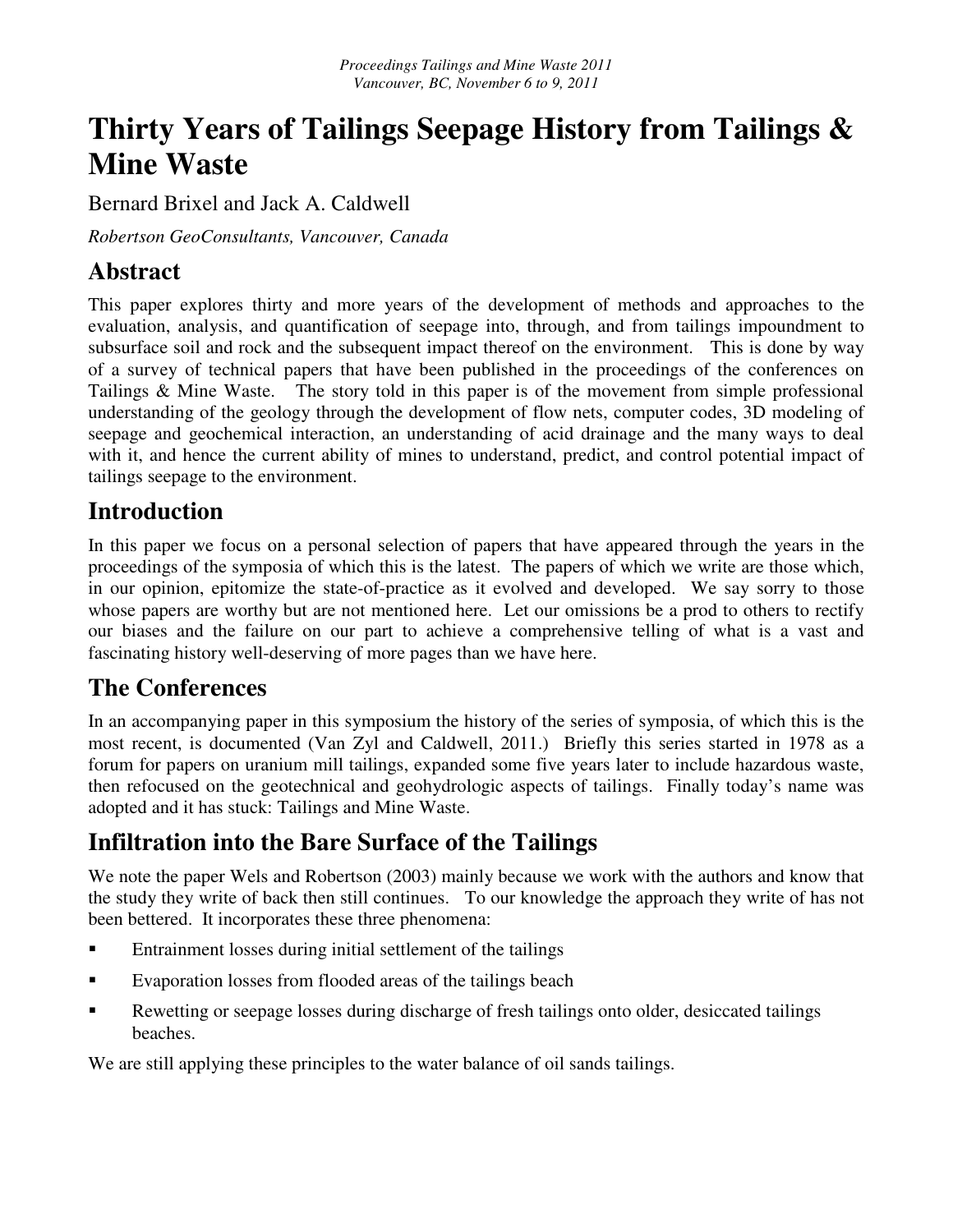# Thirty Years of Tailings Seepage History from Tailings & Mine Waste

Bernard Brixel and Jack A. Caldwell

*Robertson GeoConsultants, Vancouver, Canada*

## Abstract

This paper explores thirty and more years of the development of methods and approaches to the evaluation, analysis, and quantification of seepage into, through, and from tailings impoundment to subsurface soil and rock and the subsequent impact thereof on the environment. This is done by way of a survey of technical papers that have been published in the proceedings of the conferences on Tailings & Mine Waste. The story told in this paper is of the movement from simple professional understanding of the geology through the development of flow nets, computer codes, 3D modeling of seepage and geochemical interaction, an understanding of acid drainage and the many ways to deal with it, and hence the current ability of mines to understand, predict, and control potential impact of tailings seepage to the environment.

## Introduction

In this paper we focus on a personal selection of papers that have appeared through the years in the proceedings of the symposia of which this is the latest. The papers of which we write are those which, in our opinion, epitomize the state-of-practice as it evolved and developed. We say sorry to those whose papers are worthy but are not mentioned here. Let our omissions be a prod to others to rectify our biases and the failure on our part to achieve a comprehensive telling of what is a vast and fascinating history well-deserving of more pages than we have here.

## The Conferences

In an accompanying paper in this symposium the history of the series of symposia, of which this is the most recent, is documented (Van Zyl and Caldwell, 2011.) Briefly this series started in 1978 as a forum for papers on uranium mill tailings, expanded some five years later to include hazardous waste, then refocused on the geotechnical and geohydrologic aspects of tailings. Finally today's name was adopted and it has stuck: Tailings and Mine Waste.

## Infiltration into the Bare Surface of the Tailings

We note the paper Wels and Robertson (2003) mainly because we work with the authors and know that the study they write of back then still continues. To our knowledge the approach they write of has not been bettered. It incorporates these three phenomena:

- Entrainment losses during initial settlement of the tailings
- Evaporation losses from flooded areas of the tailings beach
- Rewetting or seepage losses during discharge of fresh tailings onto older, desiccated tailings beaches.

We are still applying these principles to the water balance of oil sands tailings.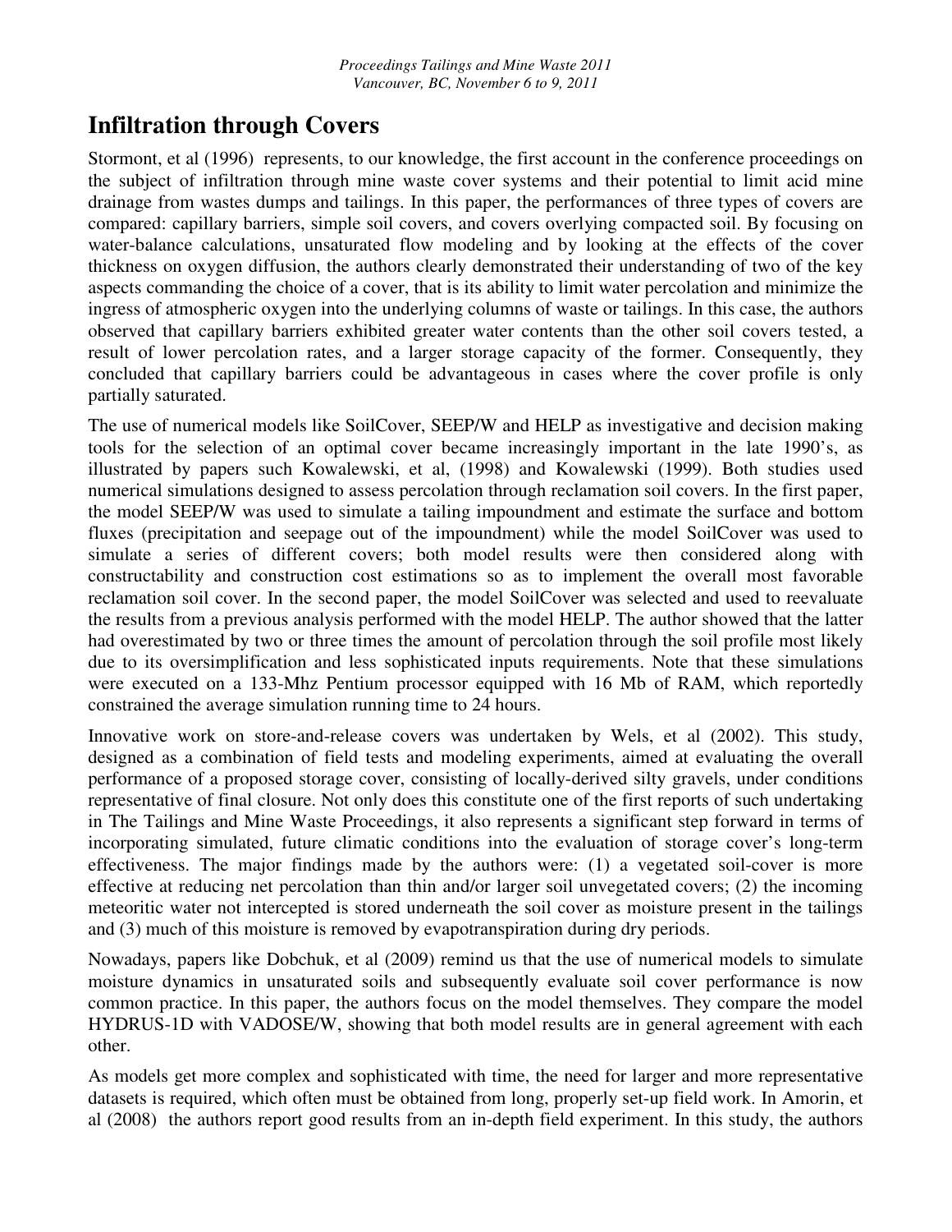## Infiltration through Covers

Stormont, et al (1996) represents, to our knowledge, the first account in the conference proceedings on the subject of infiltration through mine waste cover systems and their potential to limit acid mine drainage from wastes dumps and tailings. In this paper, the performances of three types of covers are compared: capillary barriers, simple soil covers, and covers overlying compacted soil. By focusing on water-balance calculations, unsaturated flow modeling and by looking at the effects of the cover thickness on oxygen diffusion, the authors clearly demonstrated their understanding of two of the key aspects commanding the choice of a cover, that is its ability to limit water percolation and minimize the ingress of atmospheric oxygen into the underlying columns of waste or tailings. In this case, the authors observed that capillary barriers exhibited greater water contents than the other soil covers tested, a result of lower percolation rates, and a larger storage capacity of the former. Consequently, they concluded that capillary barriers could be advantageous in cases where the cover profile is only partially saturated.

The use of numerical models like SoilCover, SEEP/W and HELP as investigative and decision making tools for the selection of an optimal cover became increasingly important in the late 1990's, as illustrated by papers such Kowalewski, et al, (1998) and Kowalewski (1999). Both studies used numerical simulations designed to assess percolation through reclamation soil covers. In the first paper, the model SEEP/W was used to simulate a tailing impoundment and estimate the surface and bottom fluxes (precipitation and seepage out of the impoundment) while the model SoilCover was used to simulate a series of different covers; both model results were then considered along with constructability and construction cost estimations so as to implement the overall most favorable reclamation soil cover. In the second paper, the model SoilCover was selected and used to reevaluate the results from a previous analysis performed with the model HELP. The author showed that the latter had overestimated by two or three times the amount of percolation through the soil profile most likely due to its oversimplification and less sophisticated inputs requirements. Note that these simulations were executed on a 133-Mhz Pentium processor equipped with 16 Mb of RAM, which reportedly constrained the average simulation running time to 24 hours.

Innovative work on store-and-release covers was undertaken by Wels, et al (2002). This study, designed as a combination of field tests and modeling experiments, aimed at evaluating the overall performance of a proposed storage cover, consisting of locally-derived silty gravels, under conditions representative of final closure. Not only does this constitute one of the first reports of such undertaking in The Tailings and Mine Waste Proceedings, it also represents a significant step forward in terms of incorporating simulated, future climatic conditions into the evaluation of storage cover's long-term effectiveness. The major findings made by the authors were: (1) a vegetated soil-cover is more effective at reducing net percolation than thin and/or larger soil unvegetated covers; (2) the incoming meteoritic water not intercepted is stored underneath the soil cover as moisture present in the tailings and (3) much of this moisture is removed by evapotranspiration during dry periods.

Nowadays, papers like Dobchuk, et al (2009) remind us that the use of numerical models to simulate moisture dynamics in unsaturated soils and subsequently evaluate soil cover performance is now common practice. In this paper, the authors focus on the model themselves. They compare the model HYDRUS-1D with VADOSE/W, showing that both model results are in general agreement with each other.

As models get more complex and sophisticated with time, the need for larger and more representative datasets is required, which often must be obtained from long, properly set-up field work. In Amorin, et al (2008) the authors report good results from an in-depth field experiment. In this study, the authors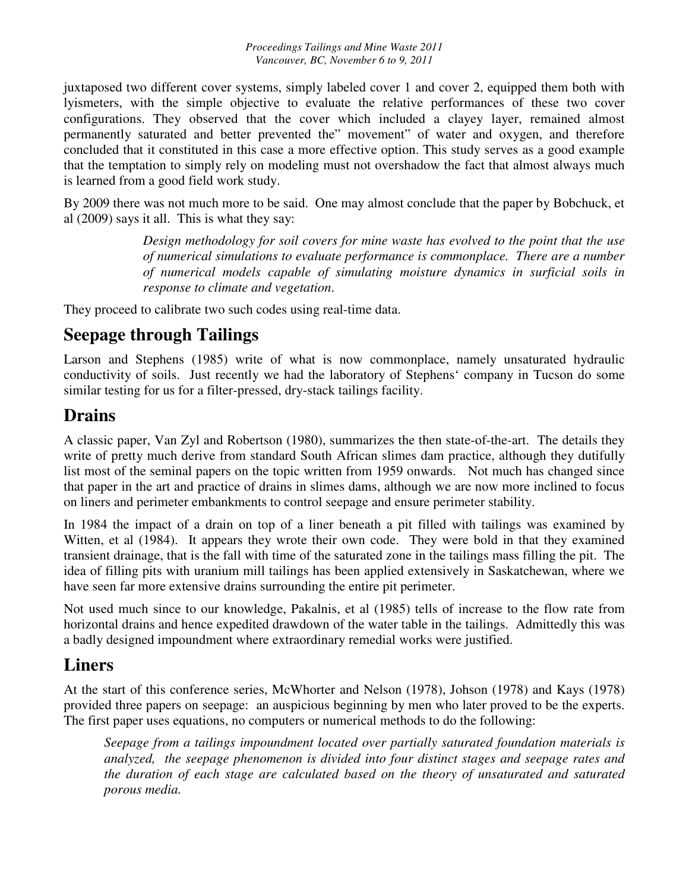juxtaposed two different cover systems, simply labeled cover 1 and cover 2, equipped them both with lyisemeters, with the simple objective to evaluate the relative performances of these two cover configurations. They observed that the cover which included a clayey layer, remained almost permanently saturated and better prevented the" movement" of water and oxygen, and therefore concluded that it constituted in this case a more effective option. This study serves as a good example that the temptation to simply rely on modeling must not overshadow the fact that almost always much is learned from a good field work study.

By 2009 there was not much more to be said. One may almost conclude that the paper by Bobchuck, et al (2009) says it all. This is what they say:

> *Design methodology for soil covers for mine waste has evolved to the point that the use of numerical simulations to evaluate performance is commonplace. There are a number of numerical models capable of simulating moisture dynamics in surficial soils in response to climate and vegetation.*

They proceed to calibrate two such codes using real-time data.

## Seepage through Tailings

Larson and Stephens (1985) write of what is now commonplace, namely unsaturated hydraulic conductivity of soils. Just recently we had the laboratory of Stephens' company in Tucson do some similar testing for us for a filter-pressed, dry-stack tailings facility.

## Drains

A classic paper, Van Zyl and Robertson (1980), summarizes the then state-of-the-art. The details they write of pretty much derive from standard South African slimes dam practice, although they dutifully list most of the seminal papers on the topic written from 1959 onwards. Not much has changed since that paper in the art and practice of drains in slimes dams, although we are now more inclined to focus on liners and perimeter embankments to control seepage and ensure perimeter stability.

In 1984 the impact of a drain on top of a liner beneath a pit filled with tailings was examined by Witten, et al (1984). It appears they wrote their own code. They were bold in that they examined transient drainage, that is the fall with time of the saturated zone in the tailings mass filling the pit. The idea of filling pits with uranium mill tailings has been applied extensively in Saskatchewan, where we have seen far more extensive drains surrounding the entire pit perimeter.

Not used much since to our knowledge, Pakalnis, et al (1985) tells of increase to the flow rate from horizontal drains and hence expedited drawdown of the water table in the tailings. Admittedly this was a badly designed impoundment where extraordinary remedial works were justified.

## Liners

At the start of this conference series, McWhorter and Nelson (1978), Johson (1978) and Kays (1978) provided three papers on seepage: an auspicious beginning by men who later proved to be the experts. The first paper uses equations, no computers or numerical methods to do the following:

> *Seepage from a tailings impoundment located over partially saturated foundation materials is analyzed, the seepage phenomenon is divided into four distinct stages and seepage rates and the duration of each stage are calculated based on the theory of unsaturated and saturated porous media.*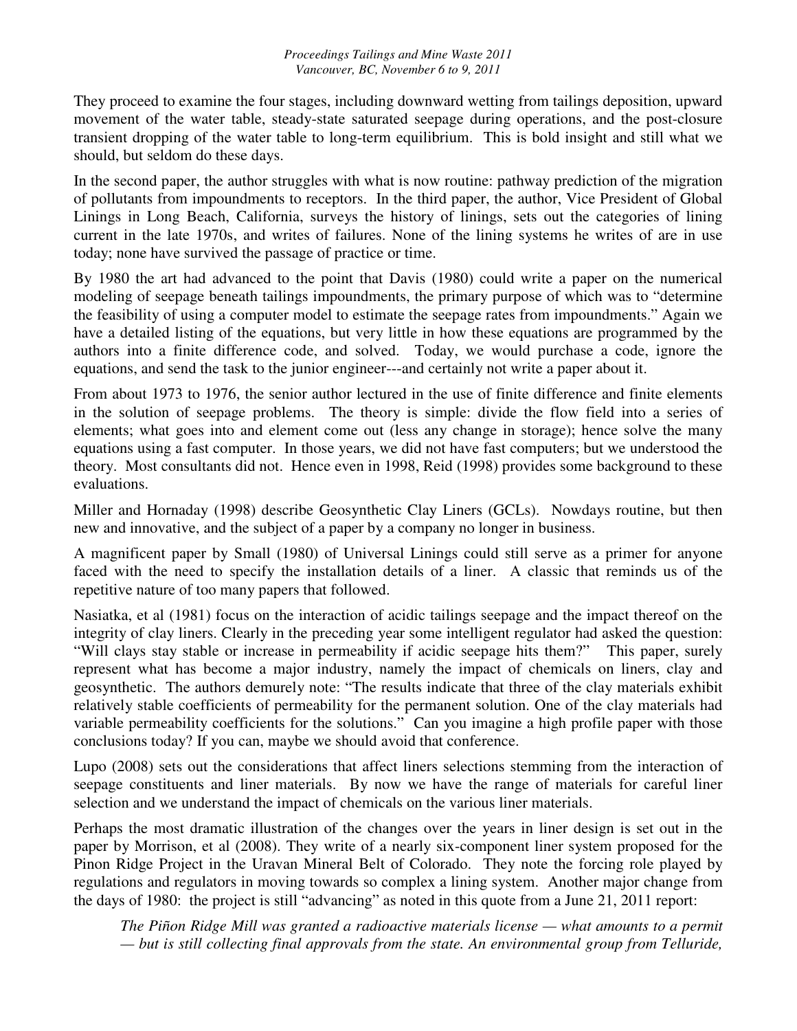They proceed to examine the four stages, including downward wetting from tailings deposition, upward movement of the water table, steady-state saturated seepage during operations, and the post-closure transient dropping of the water table to long-term equilibrium. This is bold insight and still what we should, but seldom do these days.

In the second paper, the author struggles with what is now routine: pathway prediction of the migration of pollutants from impoundments to receptors. In the third paper, the author, Vice President of Global Linings in Long Beach, California, surveys the history of linings, sets out the categories of lining current in the late 1970s, and writes of failures. None of the lining systems he writes of are in use today; none have survived the passage of practice or time.

By 1980 the art had advanced to the point that Davis (1980) could write a paper on the numerical modeling of seepage beneath tailings impoundments, the primary purpose of which was to "determine the feasibility of using a computer model to estimate the seepage rates from impoundments." Again we have a detailed listing of the equations, but very little in how these equations are programmed by the authors into a finite difference code, and solved. Today, we would purchase a code, ignore the equations, and send the task to the junior engineer---and certainly not write a paper about it.

From about 1973 to 1976, the senior author lectured in the use of finite difference and finite elements in the solution of seepage problems. The theory is simple: divide the flow field into a series of elements; what goes into and element come out (less any change in storage); hence solve the many equations using a fast computer. In those years, we did not have fast computers; but we understood the theory. Most consultants did not. Hence even in 1998, Reid (1998) provides some background to these evaluations.

Miller and Hornaday (1998) describe Geosynthetic Clay Liners (GCLs). Nowdays routine, but then new and innovative, and the subject of a paper by a company no longer in business.

A magnificent paper by Small (1980) of Universal Linings could still serve as a primer for anyone faced with the need to specify the installation details of a liner. A classic that reminds us of the repetitive nature of too many papers that followed.

Nasiatka, et al (1981) focus on the interaction of acidic tailings seepage and the impact thereof on the integrity of clay liners. Clearly in the preceding year some intelligent regulator had asked the question: "Will clays stay stable or increase in permeability if acidic seepage hits them?" This paper, surely represent what has become a major industry, namely the impact of chemicals on liners, clay and geosynthetic. The authors demurely note: "The results indicate that three of the clay materials exhibit relatively stable coefficients of permeability for the permanent solution. One of the clay materials had variable permeability coefficients for the solutions." Can you imagine a high profile paper with those conclusions today? If you can, maybe we should avoid that conference.

Lupo (2008) sets out the considerations that affect liners selections stemming from the interaction of seepage constituents and liner materials. By now we have the range of materials for careful liner selection and we understand the impact of chemicals on the various liner materials.

Perhaps the most dramatic illustration of the changes over the years in liner design is set out in the paper by Morrison, et al (2008). They write of a nearly six-component liner system proposed for the Pinon Ridge Project in the Uravan Mineral Belt of Colorado. They note the forcing role played by regulations and regulators in moving towards so complex a lining system. Another major change from the days of 1980: the project is still "advancing" as noted in this quote from a June 21, 2011 report:

> *The Piñon Ridge Mill was granted a radioactive materials license — what amounts to a permit — but is still collecting final approvals from the state. An environmental group from Telluride,*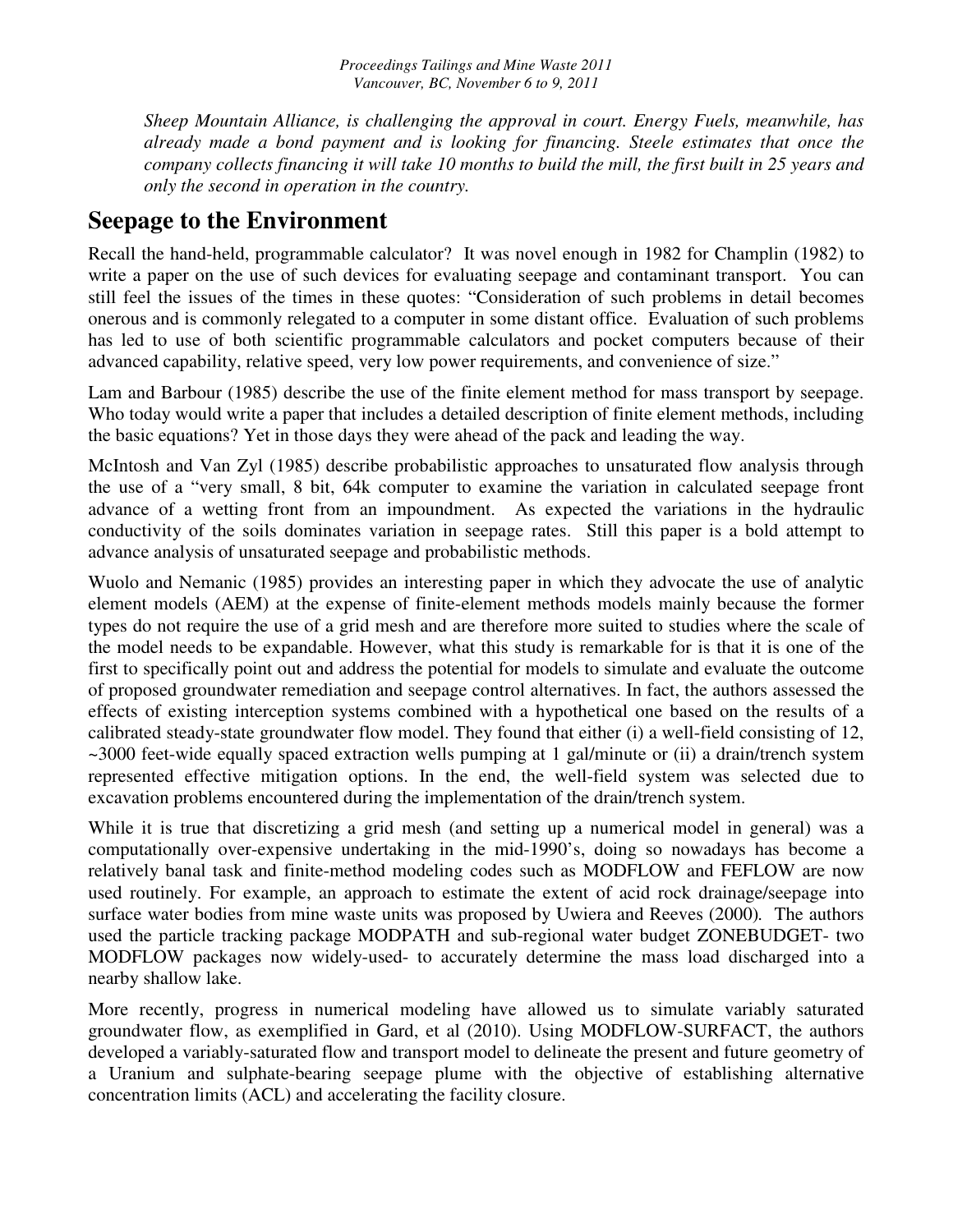*Sheep Mountain Alliance, is challenging the approval in court. Energy Fuels, meanwhile, has already made a bond payment and is looking for financing. Steele estimates that once the company collects financing it will take 10 months to build the mill, the first built in 25 years and only the second in operation in the country.*

## Seepage to the Environment

Recall the hand-held, programmable calculator? It was novel enough in 1982 for Champlin (1982) to write a paper on the use of such devices for evaluating seepage and contaminant transport. You can still feel the issues of the times in these quotes: "Consideration of such problems in detail becomes onerous and is commonly relegated to a computer in some distant office. Evaluation of such problems has led to use of both scientific programmable calculators and pocket computers because of their advanced capability, relative speed, very low power requirements, and convenience of size."

Lam and Barbour (1985) describe the use of the finite element method for mass transport by seepage. Who today would write a paper that includes a detailed description of finite element methods, including the basic equations? Yet in those days they were ahead of the pack and leading the way.

McIntosh and Van Zyl (1985) describe probabilistic approaches to unsaturated flow analysis through the use of a "very small, 8 bit, 64k computer to examine the variation in calculated seepage front advance of a wetting front from an impoundment. As expected the variations in the hydraulic conductivity of the soils dominates variation in seepage rates. Still this paper is a bold attempt to advance analysis of unsaturated seepage and probabilistic methods.

Wuolo and Nemanic (1985) provides an interesting paper in which they advocate the use of analytic element models (AEM) at the expense of finite-element methods models mainly because the former types do not require the use of a grid mesh and are therefore more suited to studies where the scale of the model needs to be expandable. However, what this study is remarkable for is that it is one of the first to specifically point out and address the potential for models to simulate and evaluate the outcome of proposed groundwater remediation and seepage control alternatives. In fact, the authors assessed the effects of existing interception systems combined with a hypothetical one based on the results of a calibrated steady-state groundwater flow model. They found that either (i) a well-field consisting of 12, ~3000 feet-wide equally spaced extraction wells pumping at 1 gal/minute or (ii) a drain/trench system represented effective mitigation options. In the end, the well-field system was selected due to excavation problems encountered during the implementation of the drain/trench system.

While it is true that discretizing a grid mesh (and setting up a numerical model in general) was a computationally over-expensive undertaking in the mid-1990's, doing so nowadays has become a relatively banal task and finite-method modeling codes such as MODFLOW and FEFLOW are now used routinely. For example, an approach to estimate the extent of acid rock drainage/seepage into surface water bodies from mine waste units was proposed by Uwiera and Reeves (2000). The authors used the particle tracking package MODPATH and sub-regional water budget ZONEBUDGET- two MODFLOW packages now widely-used- to accurately determine the mass load discharged into a nearby shallow lake.

More recently, progress in numerical modeling have allowed us to simulate variably saturated groundwater flow, as exemplified in Gard, et al (2010). Using MODFLOW-SURFACT, the authors developed a variably-saturated flow and transport model to delineate the present and future geometry of a Uranium and sulphate-bearing seepage plume with the objective of establishing alternative concentration limits (ACL) and accelerating the facility closure.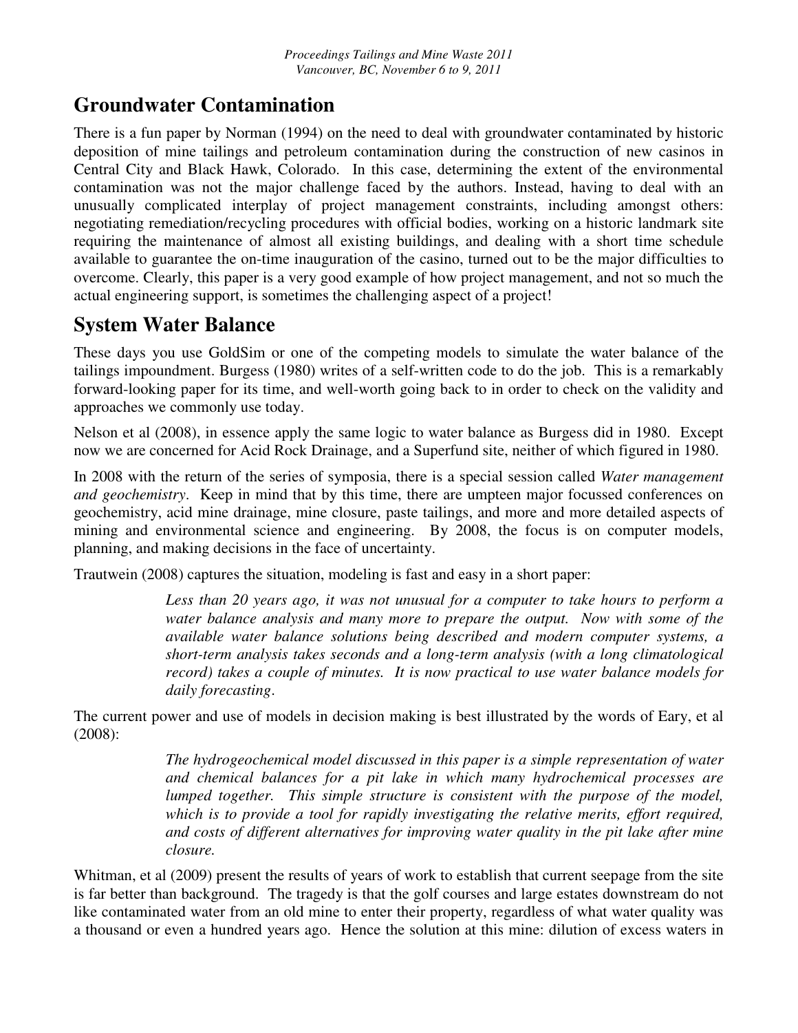## Groundwater Contamination

There is a fun paper by Norman (1994) on the need to deal with groundwater contaminated by historic deposition of mine tailings and petroleum contamination during the construction of new casinos in Central City and Black Hawk, Colorado. In this case, determining the extent of the environmental contamination was not the major challenge faced by the authors. Instead, having to deal with an unusually complicated interplay of project management constraints, including amongst others: negotiating remediation/recycling procedures with official bodies, working on a historic landmark site requiring the maintenance of almost all existing buildings, and dealing with a short time schedule available to guarantee the on-time inauguration of the casino, turned out to be the major difficulties to overcome. Clearly, this paper is a very good example of how project management, and not so much the actual engineering support, is sometimes the challenging aspect of a project!

## System Water Balance

These days you use GoldSim or one of the competing models to simulate the water balance of the tailings impoundment. Burgess (1980) writes of a self-written code to do the job. This is a remarkably forward-looking paper for its time, and well-worth going back to in order to check on the validity and approaches we commonly use today.

Nelson et al (2008), in essence apply the same logic to water balance as Burgess did in 1980. Except now we are concerned for Acid Rock Drainage, and a Superfund site, neither of which figured in 1980.

In 2008 with the return of the series of symposia, there is a special session called *Water management and geochemistry*. Keep in mind that by this time, there are umpteen major focussed conferences on geochemistry, acid mine drainage, mine closure, paste tailings, and more and more detailed aspects of mining and environmental science and engineering. By 2008, the focus is on computer models, planning, and making decisions in the face of uncertainty.

Trautwein (2008) captures the situation, modeling is fast and easy in a short paper:

> *Less than 20 years ago, it was not unusual for a computer to take hours to perform a water balance analysis and many more to prepare the output. Now with some of the available water balance solutions being described and modern computer systems, a short-term analysis takes seconds and a long-term analysis (with a long climatological record) takes a couple of minutes. It is now practical to use water balance models for daily forecasting.*

The current power and use of models in decision making is best illustrated by the words of Eary, et al (2008):

> *The hydrogeochemical model discussed in this paper is a simple representation of water and chemical balances for a pit lake in which many hydrochemical processes are lumped together. This simple structure is consistent with the purpose of the model, which is to provide a tool for rapidly investigating the relative merits, effort required, and costs of different alternatives for improving water quality in the pit lake after mine closure.*

Whitman, et al (2009) present the results of years of work to establish that current seepage from the site is far better than background. The tragedy is that the golf courses and large estates downstream do not like contaminated water from an old mine to enter their property, regardless of what water quality was a thousand or even a hundred years ago. Hence the solution at this mine: dilution of excess waters in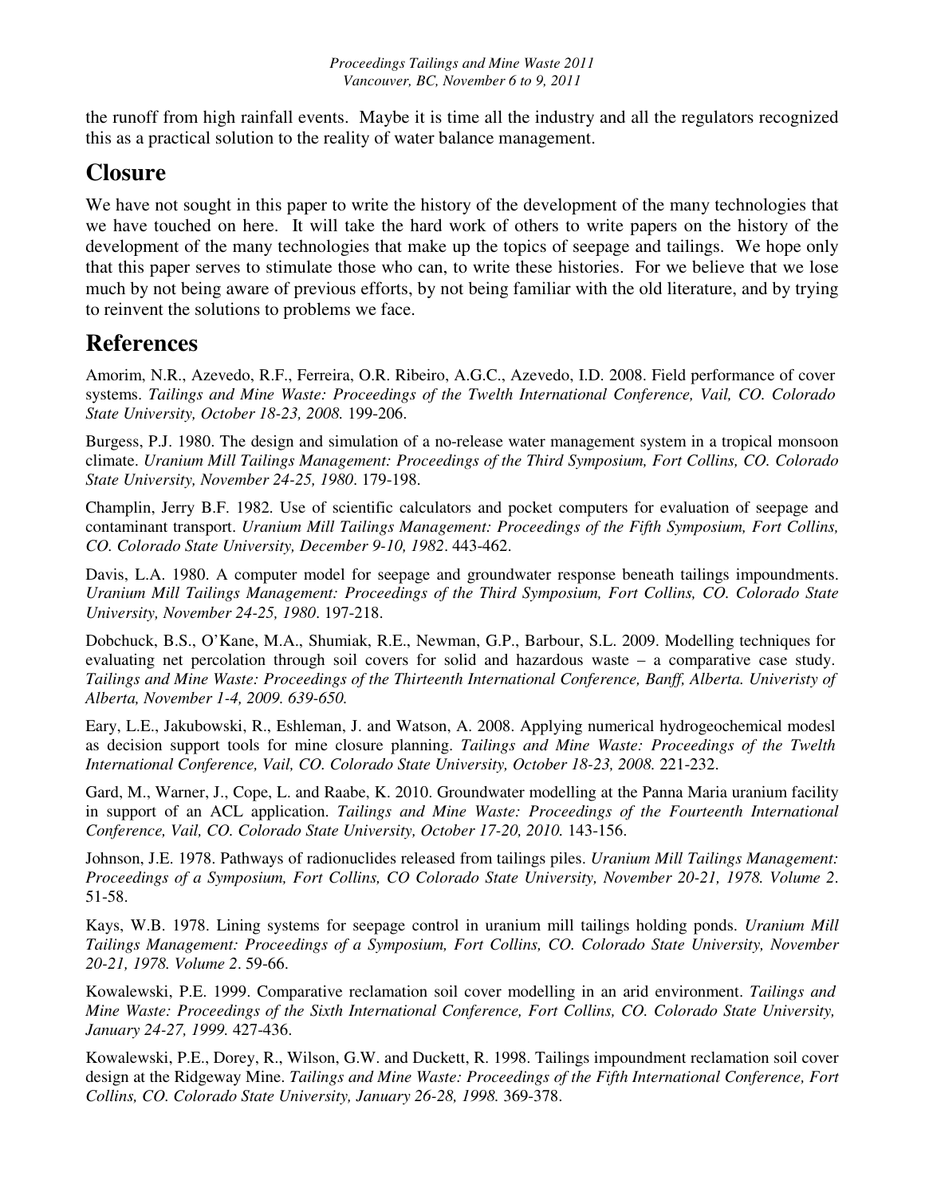the runoff from high rainfall events. Maybe it is time all the industry and all the regulators recognized this as a practical solution to the reality of water balance management.

## Closure

We have not sought in this paper to write the history of the development of the many technologies that we have touched on here. It will take the hard work of others to write papers on the history of the development of the many technologies that make up the topics of seepage and tailings. We hope only that this paper serves to stimulate those who can, to write these histories. For we believe that we lose much by not being aware of previous efforts, by not being familiar with the old literature, and by trying to reinvent the solutions to problems we face.

## References

Amorim, N.R., Azevedo, R.F., Ferreira, O.R. Ribeiro, A.G.C., Azevedo, I.D. 2008. Field performance of cover systems. *Tailings and Mine Waste: Proceedings of the Twelth International Conference, Vail, CO. Colorado State University, October 18-23, 2008.* 199-206.

Burgess, P.J. 1980. The design and simulation of a no-release water management system in a tropical monsoon climate. *Uranium Mill Tailings Management: Proceedings of the Third Symposium, Fort Collins, CO. Colorado State University, November 24-25, 1980*. 179-198.

Champlin, Jerry B.F. 1982. Use of scientific calculators and pocket computers for evaluation of seepage and contaminant transport. *Uranium Mill Tailings Management: Proceedings of the Fifth Symposium, Fort Collins, CO. Colorado State University, December 9-10, 1982*. 443-462.

Davis, L.A. 1980. A computer model for seepage and groundwater response beneath tailings impoundments. *Uranium Mill Tailings Management: Proceedings of the Third Symposium, Fort Collins, CO. Colorado State University, November 24-25, 1980*. 197-218.

Dobchuck, B.S., O'Kane, M.A., Shumiak, R.E., Newman, G.P., Barbour, S.L. 2009. Modelling techniques for evaluating net percolation through soil covers for solid and hazardous waste – a comparative case study. *Tailings and Mine Waste: Proceedings of the Thirteenth International Conference, Banff, Alberta. Univeristy of Alberta, November 1-4, 2009. 639-650.*

Eary, L.E., Jakubowski, R., Eshleman, J. and Watson, A. 2008. Applying numerical hydrogeochemical modesl as decision support tools for mine closure planning. *Tailings and Mine Waste: Proceedings of the Twelth International Conference, Vail, CO. Colorado State University, October 18-23, 2008.* 221-232.

Gard, M., Warner, J., Cope, L. and Raabe, K. 2010. Groundwater modelling at the Panna Maria uranium facility in support of an ACL application. *Tailings and Mine Waste: Proceedings of the Fourteenth International Conference, Vail, CO. Colorado State University, October 17-20, 2010.* 143-156.

Johnson, J.E. 1978. Pathways of radionuclides released from tailings piles. *Uranium Mill Tailings Management: Proceedings of a Symposium, Fort Collins, CO Colorado State University, November 20-21, 1978. Volume 2*. 51-58.

Kays, W.B. 1978. Lining systems for seepage control in uranium mill tailings holding ponds. *Uranium Mill Tailings Management: Proceedings of a Symposium, Fort Collins, CO. Colorado State University, November 20-21, 1978. Volume 2*. 59-66.

Kowalewski, P.E. 1999. Comparative reclamation soil cover modelling in an arid environment. *Tailings and Mine Waste: Proceedings of the Sixth International Conference, Fort Collins, CO. Colorado State University, January 24-27, 1999.* 427-436.

Kowalewski, P.E., Dorey, R., Wilson, G.W. and Duckett, R. 1998. Tailings impoundment reclamation soil cover design at the Ridgeway Mine. *Tailings and Mine Waste: Proceedings of the Fifth International Conference, Fort Collins, CO. Colorado State University, January 26-28, 1998.* 369-378.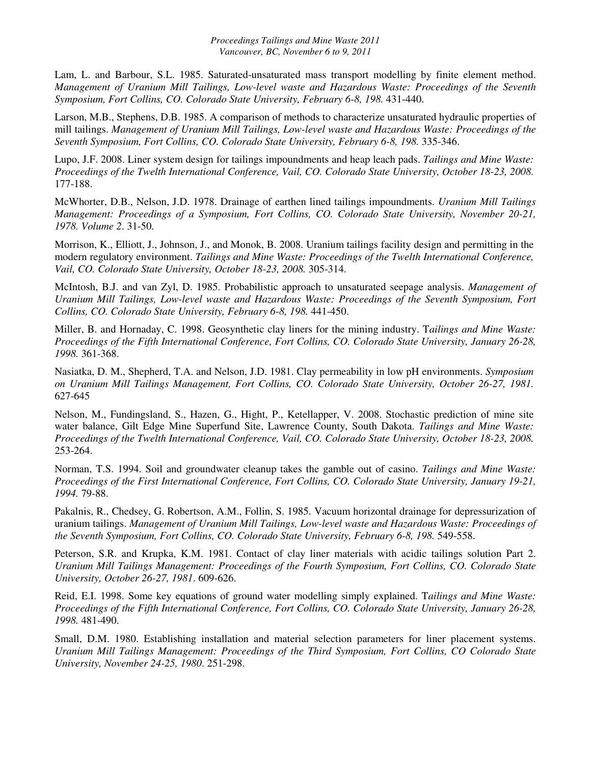Lam, L. and Barbour, S.L. 1985. Saturated-unsaturated mass transport modelling by finite element method. *Management of Uranium Mill Tailings, Low-level waste and Hazardous Waste: Proceedings of the Seventh Symposium, Fort Collins, CO. Colorado State University, February 6-8, 198.* 431-440.

Larson, M.B., Stephens, D.B. 1985. A comparison of methods to characterize unsaturated hydraulic properties of mill tailings. *Management of Uranium Mill Tailings, Low-level waste and Hazardous Waste: Proceedings of the Seventh Symposium, Fort Collins, CO. Colorado State University, February 6-8, 198.* 335-346.

Lupo, J.F. 2008. Liner system design for tailings impoundments and heap leach pads. *Tailings and Mine Waste: Proceedings of the Twelth International Conference, Vail, CO. Colorado State University, October 18-23, 2008.* 177-188.

McWhorter, D.B., Nelson, J.D. 1978. Drainage of earthen lined tailings impoundments. *Uranium Mill Tailings Management: Proceedings of a Symposium, Fort Collins, CO. Colorado State University, November 20-21, 1978. Volume 2*. 31-50.

Morrison, K., Elliott, J., Johnson, J., and Monok, B. 2008. Uranium tailings facility design and permitting in the modern regulatory environment. *Tailings and Mine Waste: Proceedings of the Twelth International Conference, Vail, CO. Colorado State University, October 18-23, 2008.* 305-314.

McIntosh, B.J. and van Zyl, D. 1985. Probabilistic approach to unsaturated seepage analysis. *Management of Uranium Mill Tailings, Low-level waste and Hazardous Waste: Proceedings of the Seventh Symposium, Fort Collins, CO. Colorado State University, February 6-8, 198.* 441-450.

Miller, B. and Hornaday, C. 1998. Geosynthetic clay liners for the mining industry. T*ailings and Mine Waste: Proceedings of the Fifth International Conference, Fort Collins, CO. Colorado State University, January 26-28, 1998.* 361-368.

Nasiatka, D. M., Shepherd, T.A. and Nelson, J.D. 1981. Clay permeability in low pH environments. *Symposium on Uranium Mill Tailings Management, Fort Collins, CO. Colorado State University, October 26-27, 1981.* 627-645

Nelson, M., Fundingsland, S., Hazen, G., Hight, P., Ketellapper, V. 2008. Stochastic prediction of mine site water balance, Gilt Edge Mine Superfund Site, Lawrence County, South Dakota. *Tailings and Mine Waste: Proceedings of the Twelth International Conference, Vail, CO. Colorado State University, October 18-23, 2008.* 253-264.

Norman, T.S. 1994. Soil and groundwater cleanup takes the gamble out of casino. *Tailings and Mine Waste: Proceedings of the First International Conference, Fort Collins, CO. Colorado State University, January 19-21, 1994.* 79-88.

Pakalnis, R., Chedsey, G. Robertson, A.M., Follin, S. 1985. Vacuum horizontal drainage for depressurization of uranium tailings. *Management of Uranium Mill Tailings, Low-level waste and Hazardous Waste: Proceedings of the Seventh Symposium, Fort Collins, CO. Colorado State University, February 6-8, 198.* 549-558.

Peterson, S.R. and Krupka, K.M. 1981. Contact of clay liner materials with acidic tailings solution Part 2. *Uranium Mill Tailings Management: Proceedings of the Fourth Symposium, Fort Collins, CO. Colorado State University, October 26-27, 1981*. 609-626.

Reid, E.I. 1998. Some key equations of ground water modelling simply explained. T*ailings and Mine Waste: Proceedings of the Fifth International Conference, Fort Collins, CO. Colorado State University, January 26-28, 1998.* 481-490.

Small, D.M. 1980. Establishing installation and material selection parameters for liner placement systems. *Uranium Mill Tailings Management: Proceedings of the Third Symposium, Fort Collins, CO Colorado State University, November 24-25, 1980*. 251-298.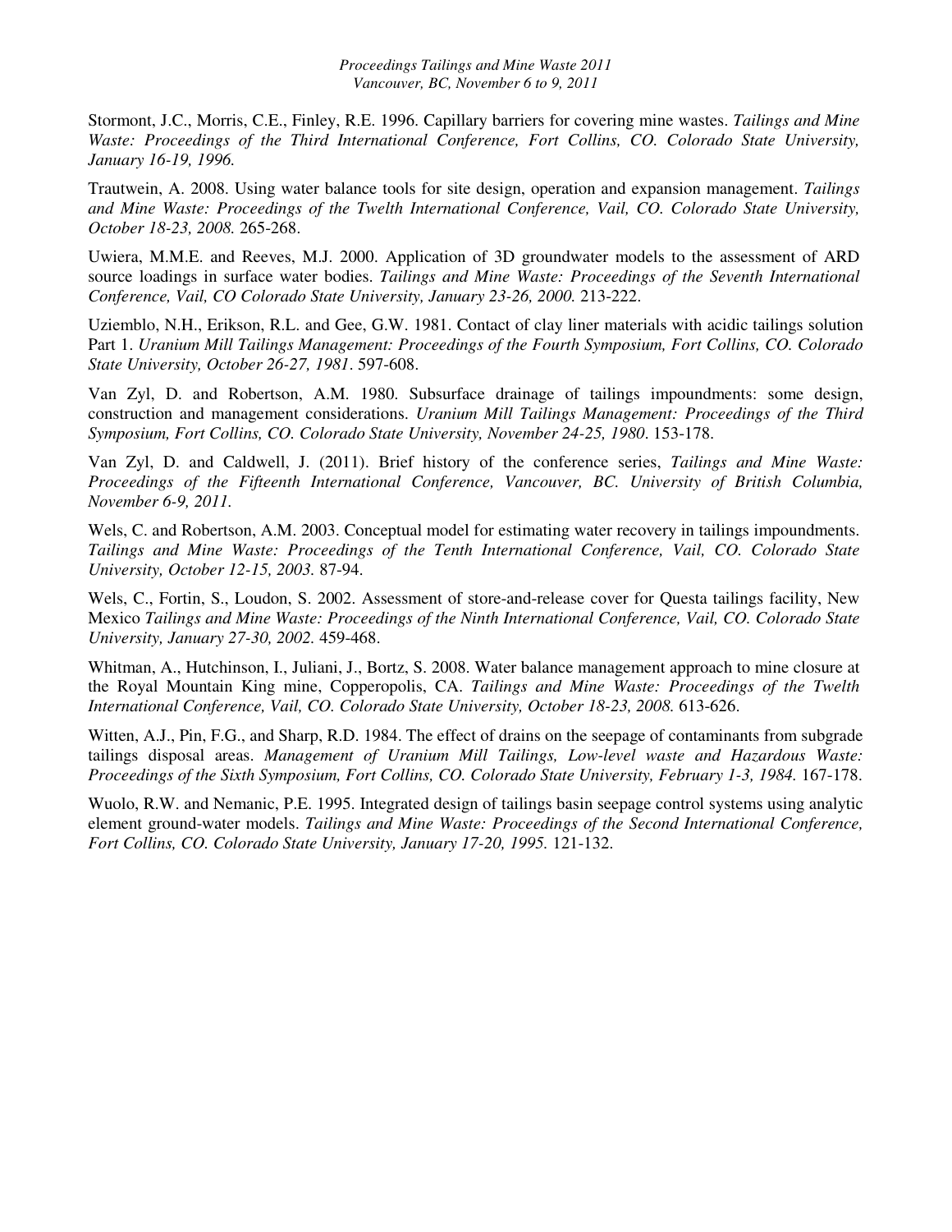Stormont, J.C., Morris, C.E., Finley, R.E. 1996. Capillary barriers for covering mine wastes. *Tailings and Mine Waste: Proceedings of the Third International Conference, Fort Collins, CO. Colorado State University, January 16-19, 1996.*

Trautwein, A. 2008. Using water balance tools for site design, operation and expansion management. *Tailings and Mine Waste: Proceedings of the Twelth International Conference, Vail, CO. Colorado State University, October 18-23, 2008.* 265-268.

Uwiera, M.M.E. and Reeves, M.J. 2000. Application of 3D groundwater models to the assessment of ARD source loadings in surface water bodies. *Tailings and Mine Waste: Proceedings of the Seventh International Conference, Vail, CO Colorado State University, January 23-26, 2000.* 213-222.

Uziemblo, N.H., Erikson, R.L. and Gee, G.W. 1981. Contact of clay liner materials with acidic tailings solution Part 1. *Uranium Mill Tailings Management: Proceedings of the Fourth Symposium, Fort Collins, CO. Colorado State University, October 26-27, 1981*. 597-608.

Van Zyl, D. and Robertson, A.M. 1980. Subsurface drainage of tailings impoundments: some design, construction and management considerations. *Uranium Mill Tailings Management: Proceedings of the Third Symposium, Fort Collins, CO. Colorado State University, November 24-25, 1980*. 153-178.

Van Zyl, D. and Caldwell, J. (2011). Brief history of the conference series, *Tailings and Mine Waste: Proceedings of the Fifteenth International Conference, Vancouver, BC. University of British Columbia, November 6-9, 2011.*

Wels, C. and Robertson, A.M. 2003. Conceptual model for estimating water recovery in tailings impoundments. *Tailings and Mine Waste: Proceedings of the Tenth International Conference, Vail, CO. Colorado State University, October 12-15, 2003.* 87-94.

Wels, C., Fortin, S., Loudon, S. 2002. Assessment of store-and-release cover for Questa tailings facility, New Mexico *Tailings and Mine Waste: Proceedings of the Ninth International Conference, Vail, CO. Colorado State University, January 27-30, 2002.* 459-468.

Whitman, A., Hutchinson, I., Juliani, J., Bortz, S. 2008. Water balance management approach to mine closure at the Royal Mountain King mine, Copperopolis, CA. *Tailings and Mine Waste: Proceedings of the Twelth International Conference, Vail, CO. Colorado State University, October 18-23, 2008.* 613-626.

Witten, A.J., Pin, F.G., and Sharp, R.D. 1984. The effect of drains on the seepage of contaminants from subgrade tailings disposal areas. *Management of Uranium Mill Tailings, Low-level waste and Hazardous Waste: Proceedings of the Sixth Symposium, Fort Collins, CO. Colorado State University, February 1-3, 1984.* 167-178.

Wuolo, R.W. and Nemanic, P.E. 1995. Integrated design of tailings basin seepage control systems using analytic element ground-water models. *Tailings and Mine Waste: Proceedings of the Second International Conference, Fort Collins, CO. Colorado State University, January 17-20, 1995.* 121-132.